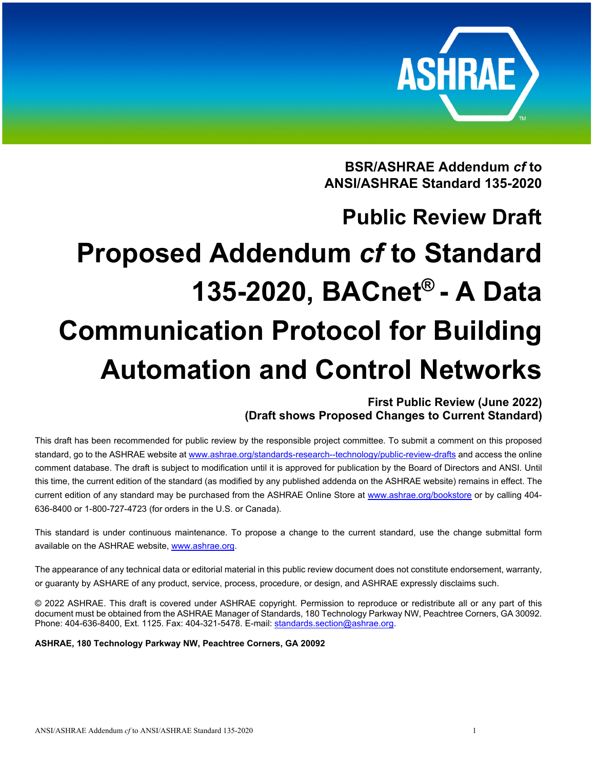**BSR/ASHRAE Addendum *cf* to ANSI/ASHRAE Standard 135-2020**

**Public Review Draft**

# Proposed Addendum *cf* to Standard 135-2020, BACnet® - A Data Communication Protocol for Building Automation and Control Networks

**First Public Review (June 2022)**
**(Draft shows Proposed Changes to Current Standard)**

This draft has been recommended for public review by the responsible project committee. To submit a comment on this proposed standard, go to the ASHRAE website at www.ashrae.org/standards-research--technology/public-review-drafts and access the online comment database. The draft is subject to modification until it is approved for publication by the Board of Directors and ANSI. Until this time, the current edition of the standard (as modified by any published addenda on the ASHRAE website) remains in effect. The current edition of any standard may be purchased from the ASHRAE Online Store at www.ashrae.org/bookstore or by calling 404-636-8400 or 1-800-727-4723 (for orders in the U.S. or Canada).

This standard is under continuous maintenance. To propose a change to the current standard, use the change submittal form available on the ASHRAE website, www.ashrae.org.

The appearance of any technical data or editorial material in this public review document does not constitute endorsement, warranty, or guaranty by ASHARE of any product, service, process, procedure, or design, and ASHRAE expressly disclaims such.

© 2022 ASHRAE. This draft is covered under ASHRAE copyright. Permission to reproduce or redistribute all or any part of this document must be obtained from the ASHRAE Manager of Standards, 180 Technology Parkway NW, Peachtree Corners, GA 30092. Phone: 404-636-8400, Ext. 1125. Fax: 404-321-5478. E-mail: standards.section@ashrae.org.

**ASHRAE, 180 Technology Parkway NW, Peachtree Corners, GA 20092**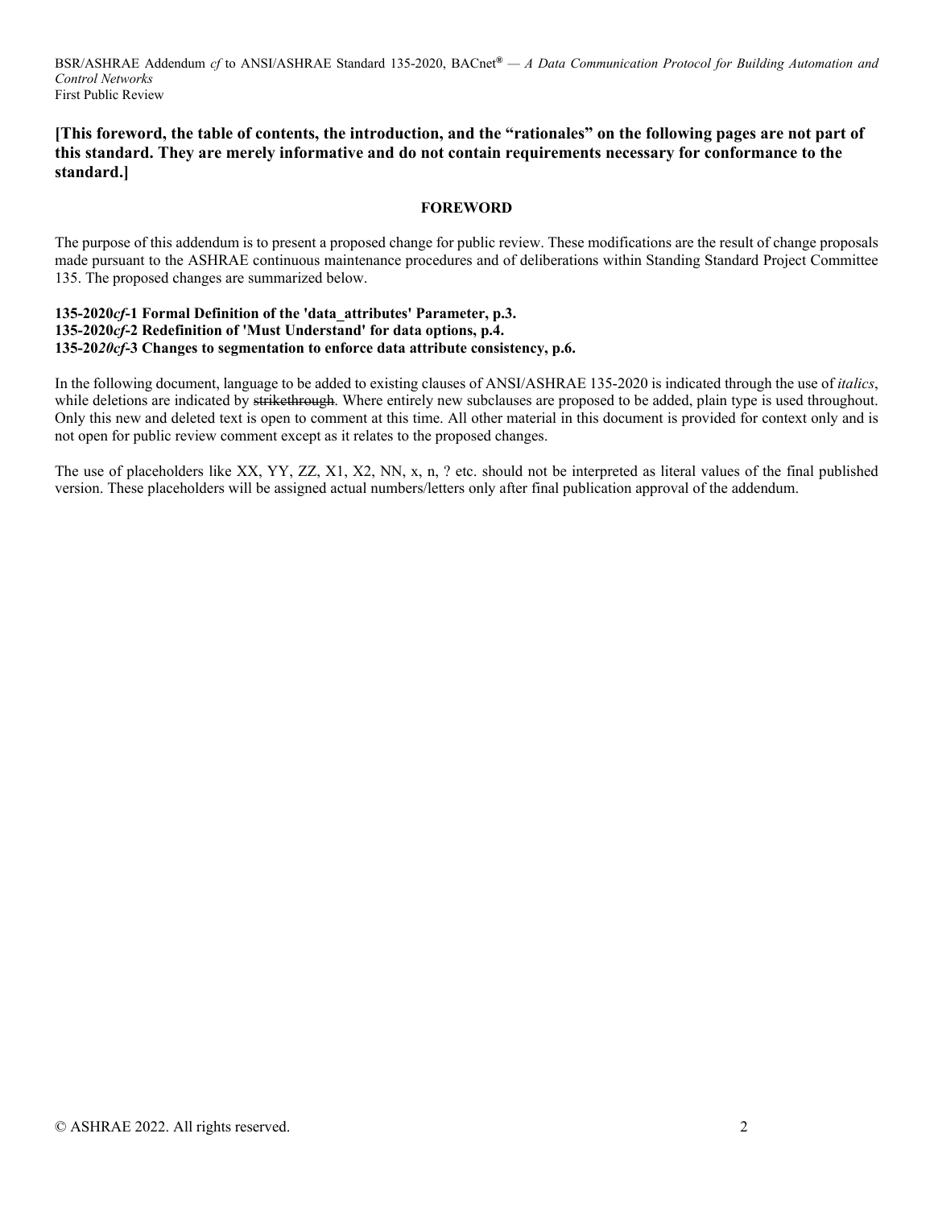**[This foreword, the table of contents, the introduction, and the "rationales" on the following pages are not part of this standard. They are merely informative and do not contain requirements necessary for conformance to the standard.]**

## FOREWORD

The purpose of this addendum is to present a proposed change for public review. These modifications are the result of change proposals made pursuant to the ASHRAE continuous maintenance procedures and of deliberations within Standing Standard Project Committee 135. The proposed changes are summarized below.

**135-2020*cf*-1 Formal Definition of the 'data_attributes' Parameter, p.3.**
**135-2020*cf*-2 Redefinition of 'Must Understand' for data options, p.4.**
**135-20*20cf*-3 Changes to segmentation to enforce data attribute consistency, p.6.**

In the following document, language to be added to existing clauses of ANSI/ASHRAE 135-2020 is indicated through the use of *italics*, while deletions are indicated by ~~strikethrough~~. Where entirely new subclauses are proposed to be added, plain type is used throughout. Only this new and deleted text is open to comment at this time. All other material in this document is provided for context only and is not open for public review comment except as it relates to the proposed changes.

The use of placeholders like XX, YY, ZZ, X1, X2, NN, x, n, ? etc. should not be interpreted as literal values of the final published version. These placeholders will be assigned actual numbers/letters only after final publication approval of the addendum.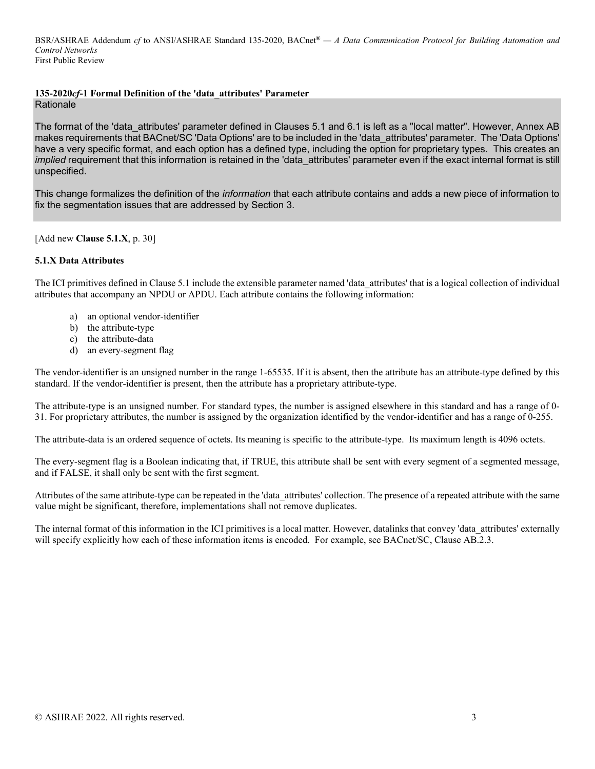**135-2020*cf*-1 Formal Definition of the 'data_attributes' Parameter**

Rationale

The format of the 'data_attributes' parameter defined in Clauses 5.1 and 6.1 is left as a "local matter". However, Annex AB makes requirements that BACnet/SC 'Data Options' are to be included in the 'data_attributes' parameter. The 'Data Options' have a very specific format, and each option has a defined type, including the option for proprietary types. This creates an *implied* requirement that this information is retained in the 'data_attributes' parameter even if the exact internal format is still unspecified.

This change formalizes the definition of the *information* that each attribute contains and adds a new piece of information to fix the segmentation issues that are addressed by Section 3.

[Add new **Clause 5.1.X**, p. 30]

**5.1.X Data Attributes**

The ICI primitives defined in Clause 5.1 include the extensible parameter named 'data_attributes' that is a logical collection of individual attributes that accompany an NPDU or APDU. Each attribute contains the following information:

a) an optional vendor-identifier
b) the attribute-type
c) the attribute-data
d) an every-segment flag

The vendor-identifier is an unsigned number in the range 1-65535. If it is absent, then the attribute has an attribute-type defined by this standard. If the vendor-identifier is present, then the attribute has a proprietary attribute-type.

The attribute-type is an unsigned number. For standard types, the number is assigned elsewhere in this standard and has a range of 0-31. For proprietary attributes, the number is assigned by the organization identified by the vendor-identifier and has a range of 0-255.

The attribute-data is an ordered sequence of octets. Its meaning is specific to the attribute-type. Its maximum length is 4096 octets.

The every-segment flag is a Boolean indicating that, if TRUE, this attribute shall be sent with every segment of a segmented message, and if FALSE, it shall only be sent with the first segment.

Attributes of the same attribute-type can be repeated in the 'data_attributes' collection. The presence of a repeated attribute with the same value might be significant, therefore, implementations shall not remove duplicates.

The internal format of this information in the ICI primitives is a local matter. However, datalinks that convey 'data_attributes' externally will specify explicitly how each of these information items is encoded. For example, see BACnet/SC, Clause AB.2.3.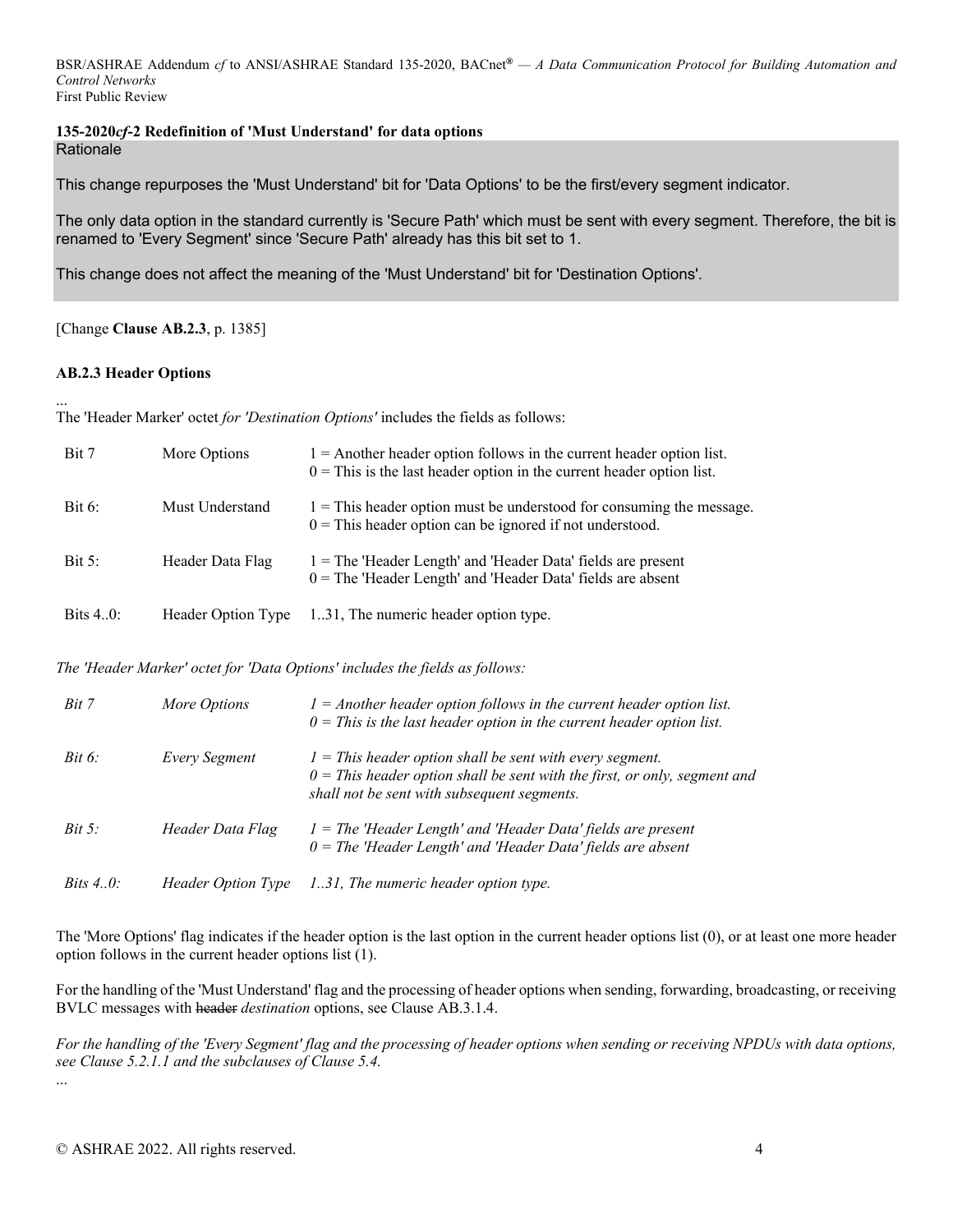**135-2020*cf*-2 Redefinition of 'Must Understand' for data options**

Rationale

This change repurposes the 'Must Understand' bit for 'Data Options' to be the first/every segment indicator.

The only data option in the standard currently is 'Secure Path' which must be sent with every segment. Therefore, the bit is renamed to 'Every Segment' since 'Secure Path' already has this bit set to 1.

This change does not affect the meaning of the 'Must Understand' bit for 'Destination Options'.

[Change **Clause AB.2.3**, p. 1385]

**AB.2.3 Header Options**

...

The 'Header Marker' octet *for 'Destination Options'* includes the fields as follows:

| | | |
|---|---|---|
| Bit 7 | More Options | 1 = Another header option follows in the current header option list.<br>0 = This is the last header option in the current header option list. |
| Bit 6: | Must Understand | 1 = This header option must be understood for consuming the message.<br>0 = This header option can be ignored if not understood. |
| Bit 5: | Header Data Flag | 1 = The 'Header Length' and 'Header Data' fields are present<br>0 = The 'Header Length' and 'Header Data' fields are absent |
| Bits 4..0: | Header Option Type | 1..31, The numeric header option type. |

*The 'Header Marker' octet for 'Data Options' includes the fields as follows:*

| | | |
|---|---|---|
| *Bit 7* | *More Options* | *1 = Another header option follows in the current header option list.*<br>*0 = This is the last header option in the current header option list.* |
| *Bit 6:* | *Every Segment* | *1 = This header option shall be sent with every segment.*<br>*0 = This header option shall be sent with the first, or only, segment and shall not be sent with subsequent segments.* |
| *Bit 5:* | *Header Data Flag* | *1 = The 'Header Length' and 'Header Data' fields are present*<br>*0 = The 'Header Length' and 'Header Data' fields are absent* |
| *Bits 4..0:* | *Header Option Type* | *1..31, The numeric header option type.* |

The 'More Options' flag indicates if the header option is the last option in the current header options list (0), or at least one more header option follows in the current header options list (1).

For the handling of the 'Must Understand' flag and the processing of header options when sending, forwarding, broadcasting, or receiving BVLC messages with ~~header~~ *destination* options, see Clause AB.3.1.4.

*For the handling of the 'Every Segment' flag and the processing of header options when sending or receiving NPDUs with data options, see Clause 5.2.1.1 and the subclauses of Clause 5.4.*

...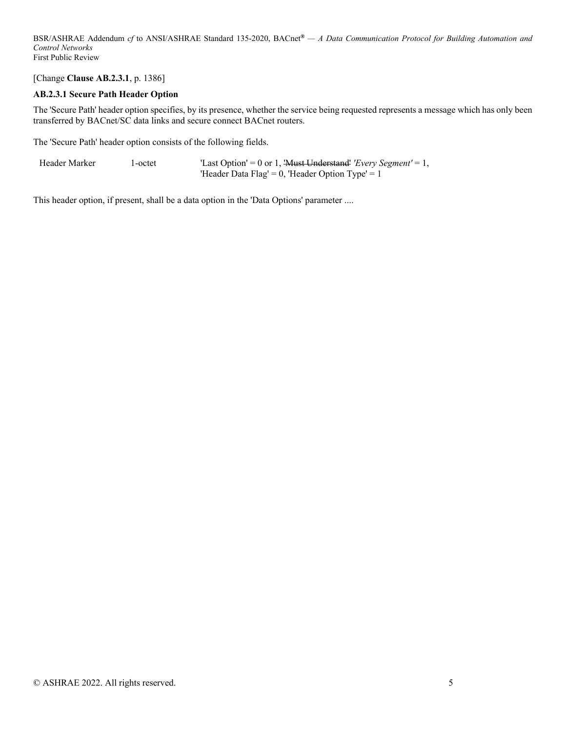[Change **Clause AB.2.3.1**, p. 1386]

**AB.2.3.1 Secure Path Header Option**

The 'Secure Path' header option specifies, by its presence, whether the service being requested represents a message which has only been transferred by BACnet/SC data links and secure connect BACnet routers.

The 'Secure Path' header option consists of the following fields.

| Header Marker | 1-octet | 'Last Option' = 0 or 1, ~~'Must Understand'~~ *'Every Segment'* = 1, 'Header Data Flag' = 0, 'Header Option Type' = 1 |
|---|---|---|

This header option, if present, shall be a data option in the 'Data Options' parameter ....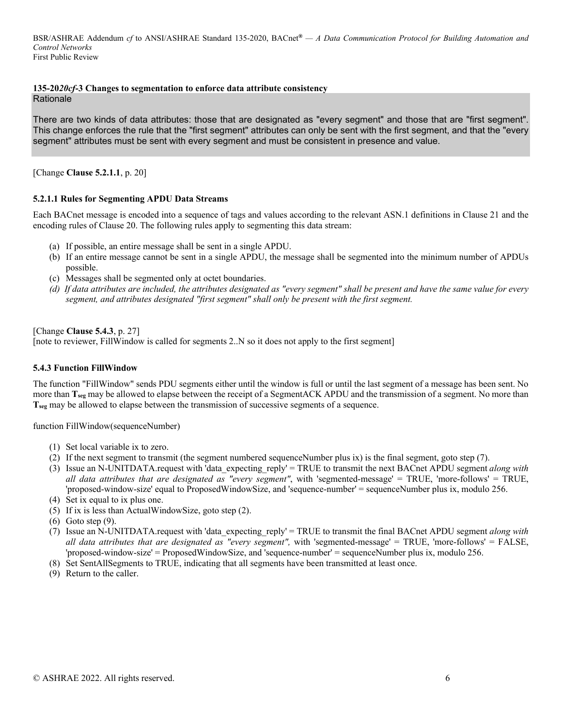**135-20*20cf*-3 Changes to segmentation to enforce data attribute consistency**

Rationale

There are two kinds of data attributes: those that are designated as "every segment" and those that are "first segment". This change enforces the rule that the "first segment" attributes can only be sent with the first segment, and that the "every segment" attributes must be sent with every segment and must be consistent in presence and value.

[Change **Clause 5.2.1.1**, p. 20]

#### 5.2.1.1 Rules for Segmenting APDU Data Streams

Each BACnet message is encoded into a sequence of tags and values according to the relevant ASN.1 definitions in Clause 21 and the encoding rules of Clause 20. The following rules apply to segmenting this data stream:

(a) If possible, an entire message shall be sent in a single APDU.
(b) If an entire message cannot be sent in a single APDU, the message shall be segmented into the minimum number of APDUs possible.
(c) Messages shall be segmented only at octet boundaries.
*(d) If data attributes are included, the attributes designated as "every segment" shall be present and have the same value for every segment, and attributes designated "first segment" shall only be present with the first segment.*

[Change **Clause 5.4.3**, p. 27]
[note to reviewer, FillWindow is called for segments 2..N so it does not apply to the first segment]

#### 5.4.3 Function FillWindow

The function "FillWindow" sends PDU segments either until the window is full or until the last segment of a message has been sent. No more than $\mathbf{T_{seg}}$ may be allowed to elapse between the receipt of a SegmentACK APDU and the transmission of a segment. No more than $\mathbf{T_{seg}}$ may be allowed to elapse between the transmission of successive segments of a sequence.

function FillWindow(sequenceNumber)

(1) Set local variable ix to zero.
(2) If the next segment to transmit (the segment numbered sequenceNumber plus ix) is the final segment, goto step (7).
(3) Issue an N-UNITDATA.request with 'data_expecting_reply' = TRUE to transmit the next BACnet APDU segment *along with all data attributes that are designated as "every segment"*, with 'segmented-message' = TRUE, 'more-follows' = TRUE, 'proposed-window-size' equal to ProposedWindowSize, and 'sequence-number' = sequenceNumber plus ix, modulo 256.
(4) Set ix equal to ix plus one.
(5) If ix is less than ActualWindowSize, goto step (2).
(6) Goto step (9).
(7) Issue an N-UNITDATA.request with 'data_expecting_reply' = TRUE to transmit the final BACnet APDU segment *along with all data attributes that are designated as "every segment",* with 'segmented-message' = TRUE, 'more-follows' = FALSE, 'proposed-window-size' = ProposedWindowSize, and 'sequence-number' = sequenceNumber plus ix, modulo 256.
(8) Set SentAllSegments to TRUE, indicating that all segments have been transmitted at least once.
(9) Return to the caller.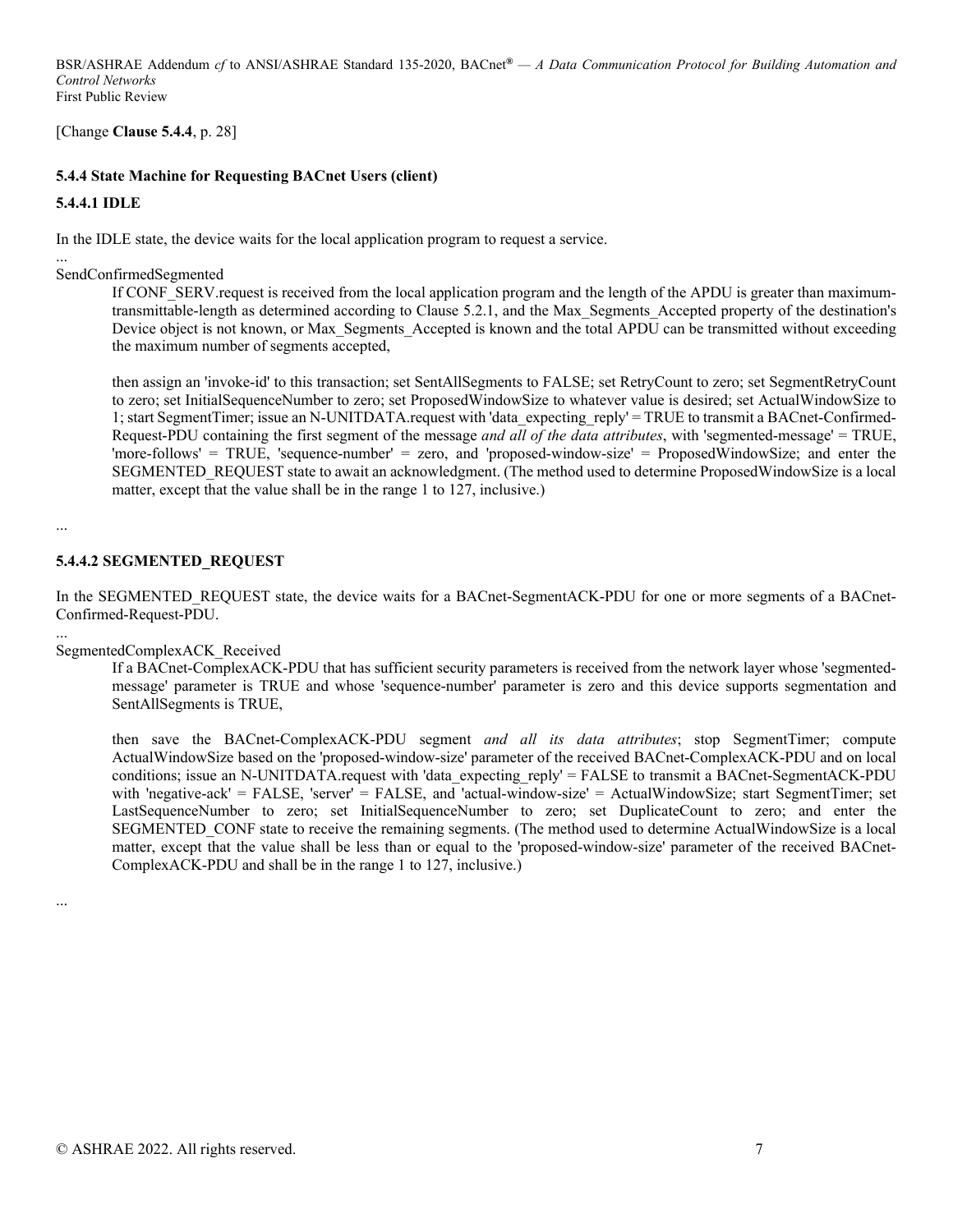[Change **Clause 5.4.4**, p. 28]

### 5.4.4 State Machine for Requesting BACnet Users (client)

#### 5.4.4.1 IDLE

In the IDLE state, the device waits for the local application program to request a service.

...

SendConfirmedSegmented

> If CONF_SERV.request is received from the local application program and the length of the APDU is greater than maximum-transmittable-length as determined according to Clause 5.2.1, and the Max_Segments_Accepted property of the destination's Device object is not known, or Max_Segments_Accepted is known and the total APDU can be transmitted without exceeding the maximum number of segments accepted,
>
> then assign an 'invoke-id' to this transaction; set SentAllSegments to FALSE; set RetryCount to zero; set SegmentRetryCount to zero; set InitialSequenceNumber to zero; set ProposedWindowSize to whatever value is desired; set ActualWindowSize to 1; start SegmentTimer; issue an N-UNITDATA.request with 'data_expecting_reply' = TRUE to transmit a BACnet-Confirmed-Request-PDU containing the first segment of the message *and all of the data attributes*, with 'segmented-message' = TRUE, 'more-follows' = TRUE, 'sequence-number' = zero, and 'proposed-window-size' = ProposedWindowSize; and enter the SEGMENTED_REQUEST state to await an acknowledgment. (The method used to determine ProposedWindowSize is a local matter, except that the value shall be in the range 1 to 127, inclusive.)

...

#### 5.4.4.2 SEGMENTED_REQUEST

In the SEGMENTED_REQUEST state, the device waits for a BACnet-SegmentACK-PDU for one or more segments of a BACnet-Confirmed-Request-PDU.

...

SegmentedComplexACK_Received

> If a BACnet-ComplexACK-PDU that has sufficient security parameters is received from the network layer whose 'segmented-message' parameter is TRUE and whose 'sequence-number' parameter is zero and this device supports segmentation and SentAllSegments is TRUE,
>
> then save the BACnet-ComplexACK-PDU segment *and all its data attributes*; stop SegmentTimer; compute ActualWindowSize based on the 'proposed-window-size' parameter of the received BACnet-ComplexACK-PDU and on local conditions; issue an N-UNITDATA.request with 'data_expecting_reply' = FALSE to transmit a BACnet-SegmentACK-PDU with 'negative-ack' = FALSE, 'server' = FALSE, and 'actual-window-size' = ActualWindowSize; start SegmentTimer; set LastSequenceNumber to zero; set InitialSequenceNumber to zero; set DuplicateCount to zero; and enter the SEGMENTED_CONF state to receive the remaining segments. (The method used to determine ActualWindowSize is a local matter, except that the value shall be less than or equal to the 'proposed-window-size' parameter of the received BACnet-ComplexACK-PDU and shall be in the range 1 to 127, inclusive.)

...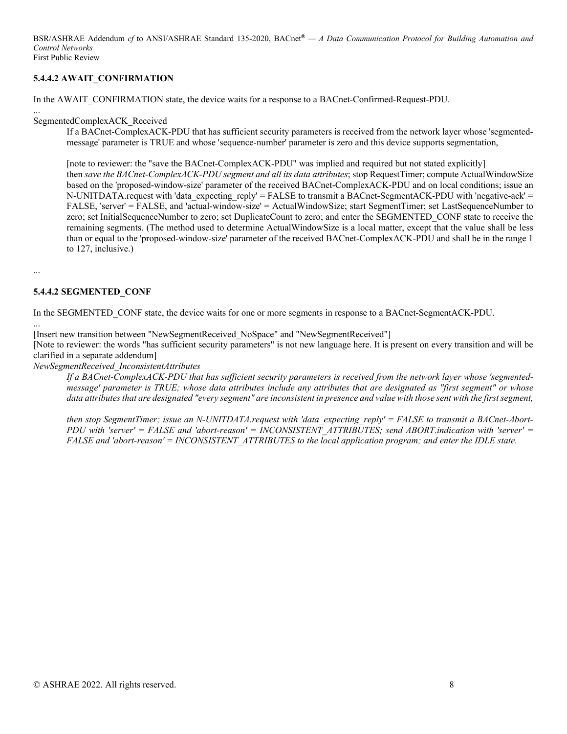### 5.4.4.2 AWAIT_CONFIRMATION

In the AWAIT_CONFIRMATION state, the device waits for a response to a BACnet-Confirmed-Request-PDU.

...

SegmentedComplexACK_Received

> If a BACnet-ComplexACK-PDU that has sufficient security parameters is received from the network layer whose 'segmented-message' parameter is TRUE and whose 'sequence-number' parameter is zero and this device supports segmentation,
>
> [note to reviewer: the "save the BACnet-ComplexACK-PDU" was implied and required but not stated explicitly]
> then *save the BACnet-ComplexACK-PDU segment and all its data attributes*; stop RequestTimer; compute ActualWindowSize based on the 'proposed-window-size' parameter of the received BACnet-ComplexACK-PDU and on local conditions; issue an N-UNITDATA.request with 'data_expecting_reply' = FALSE to transmit a BACnet-SegmentACK-PDU with 'negative-ack' = FALSE, 'server' = FALSE, and 'actual-window-size' = ActualWindowSize; start SegmentTimer; set LastSequenceNumber to zero; set InitialSequenceNumber to zero; set DuplicateCount to zero; and enter the SEGMENTED_CONF state to receive the remaining segments. (The method used to determine ActualWindowSize is a local matter, except that the value shall be less than or equal to the 'proposed-window-size' parameter of the received BACnet-ComplexACK-PDU and shall be in the range 1 to 127, inclusive.)

...

### 5.4.4.2 SEGMENTED_CONF

In the SEGMENTED_CONF state, the device waits for one or more segments in response to a BACnet-SegmentACK-PDU.

...

[Insert new transition between "NewSegmentReceived_NoSpace" and "NewSegmentReceived"]

[Note to reviewer: the words "has sufficient security parameters" is not new language here. It is present on every transition and will be clarified in a separate addendum]

*NewSegmentReceived_InconsistentAttributes*

> *If a BACnet-ComplexACK-PDU that has sufficient security parameters is received from the network layer whose 'segmented-message' parameter is TRUE; whose data attributes include any attributes that are designated as "first segment" or whose data attributes that are designated "every segment" are inconsistent in presence and value with those sent with the first segment,*
>
> *then stop SegmentTimer; issue an N-UNITDATA.request with 'data_expecting_reply' = FALSE to transmit a BACnet-Abort-PDU with 'server' = FALSE and 'abort-reason' = INCONSISTENT_ATTRIBUTES; send ABORT.indication with 'server' = FALSE and 'abort-reason' = INCONSISTENT_ATTRIBUTES to the local application program; and enter the IDLE state.*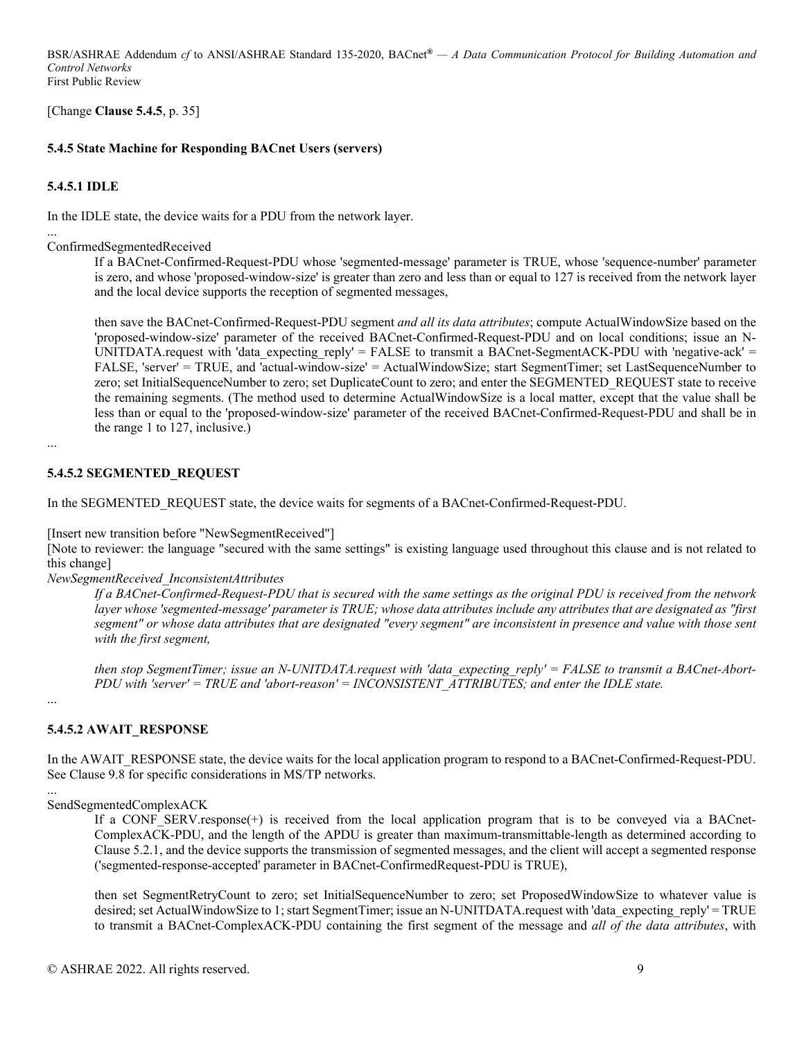[Change **Clause 5.4.5**, p. 35]

### 5.4.5 State Machine for Responding BACnet Users (servers)

#### 5.4.5.1 IDLE

In the IDLE state, the device waits for a PDU from the network layer.

...

ConfirmedSegmentedReceived

> If a BACnet-Confirmed-Request-PDU whose 'segmented-message' parameter is TRUE, whose 'sequence-number' parameter is zero, and whose 'proposed-window-size' is greater than zero and less than or equal to 127 is received from the network layer and the local device supports the reception of segmented messages,
>
> then save the BACnet-Confirmed-Request-PDU segment *and all its data attributes*; compute ActualWindowSize based on the 'proposed-window-size' parameter of the received BACnet-Confirmed-Request-PDU and on local conditions; issue an N-UNITDATA.request with 'data_expecting_reply' = FALSE to transmit a BACnet-SegmentACK-PDU with 'negative-ack' = FALSE, 'server' = TRUE, and 'actual-window-size' = ActualWindowSize; start SegmentTimer; set LastSequenceNumber to zero; set InitialSequenceNumber to zero; set DuplicateCount to zero; and enter the SEGMENTED_REQUEST state to receive the remaining segments. (The method used to determine ActualWindowSize is a local matter, except that the value shall be less than or equal to the 'proposed-window-size' parameter of the received BACnet-Confirmed-Request-PDU and shall be in the range 1 to 127, inclusive.)

...

#### 5.4.5.2 SEGMENTED_REQUEST

In the SEGMENTED_REQUEST state, the device waits for segments of a BACnet-Confirmed-Request-PDU.

[Insert new transition before "NewSegmentReceived"]

[Note to reviewer: the language "secured with the same settings" is existing language used throughout this clause and is not related to this change]

*NewSegmentReceived_InconsistentAttributes*

> *If a BACnet-Confirmed-Request-PDU that is secured with the same settings as the original PDU is received from the network layer whose 'segmented-message' parameter is TRUE; whose data attributes include any attributes that are designated as "first segment" or whose data attributes that are designated "every segment" are inconsistent in presence and value with those sent with the first segment,*
>
> *then stop SegmentTimer; issue an N-UNITDATA.request with 'data_expecting_reply' = FALSE to transmit a BACnet-Abort-PDU with 'server' = TRUE and 'abort-reason' = INCONSISTENT_ATTRIBUTES; and enter the IDLE state.*

...

#### 5.4.5.2 AWAIT_RESPONSE

In the AWAIT_RESPONSE state, the device waits for the local application program to respond to a BACnet-Confirmed-Request-PDU. See Clause 9.8 for specific considerations in MS/TP networks.

...

SendSegmentedComplexACK

> If a CONF_SERV.response(+) is received from the local application program that is to be conveyed via a BACnet-ComplexACK-PDU, and the length of the APDU is greater than maximum-transmittable-length as determined according to Clause 5.2.1, and the device supports the transmission of segmented messages, and the client will accept a segmented response ('segmented-response-accepted' parameter in BACnet-ConfirmedRequest-PDU is TRUE),
>
> then set SegmentRetryCount to zero; set InitialSequenceNumber to zero; set ProposedWindowSize to whatever value is desired; set ActualWindowSize to 1; start SegmentTimer; issue an N-UNITDATA.request with 'data_expecting_reply' = TRUE to transmit a BACnet-ComplexACK-PDU containing the first segment of the message and *all of the data attributes*, with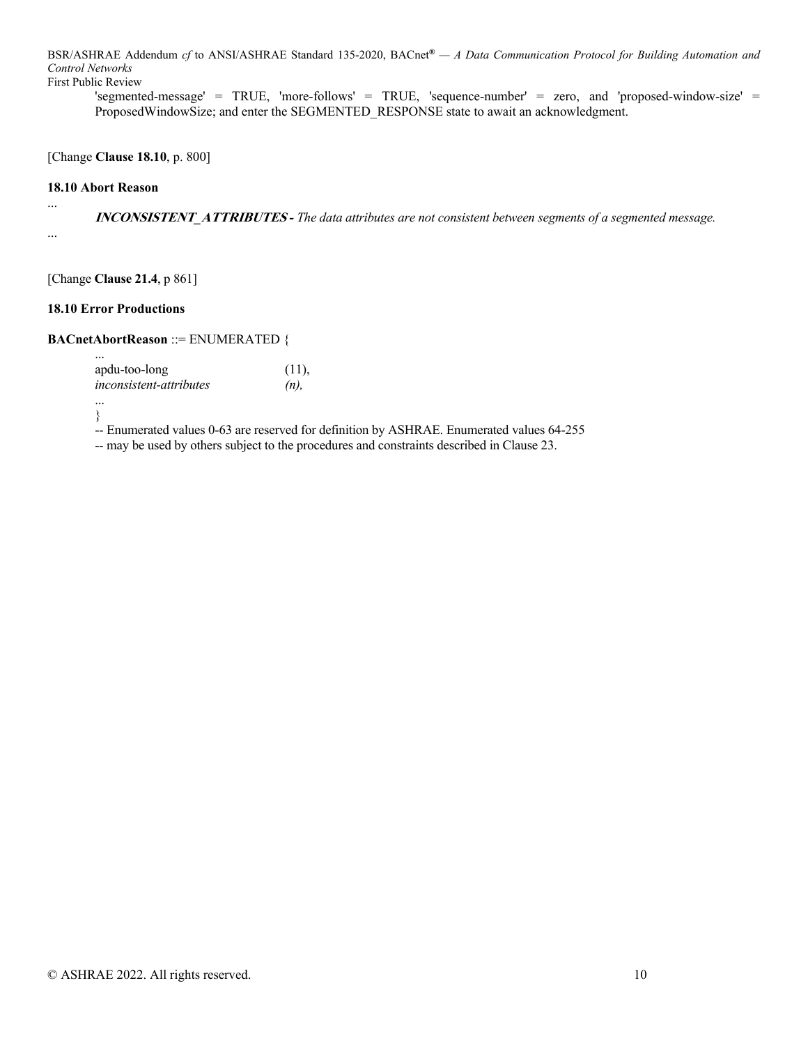'segmented-message' = TRUE, 'more-follows' = TRUE, 'sequence-number' = zero, and 'proposed-window-size' = ProposedWindowSize; and enter the SEGMENTED_RESPONSE state to await an acknowledgment.

[Change **Clause 18.10**, p. 800]

**18.10 Abort Reason**

...

***INCONSISTENT_ATTRIBUTES** - The data attributes are not consistent between segments of a segmented message.*

...

[Change **Clause 21.4**, p 861]

**18.10 Error Productions**

**BACnetAbortReason** ::= ENUMERATED {

```
    ...
    apdu-too-long                    (11),
    inconsistent-attributes          (n),
    ...
    }
    -- Enumerated values 0-63 are reserved for definition by ASHRAE. Enumerated values 64-255
    -- may be used by others subject to the procedures and constraints described in Clause 23.
```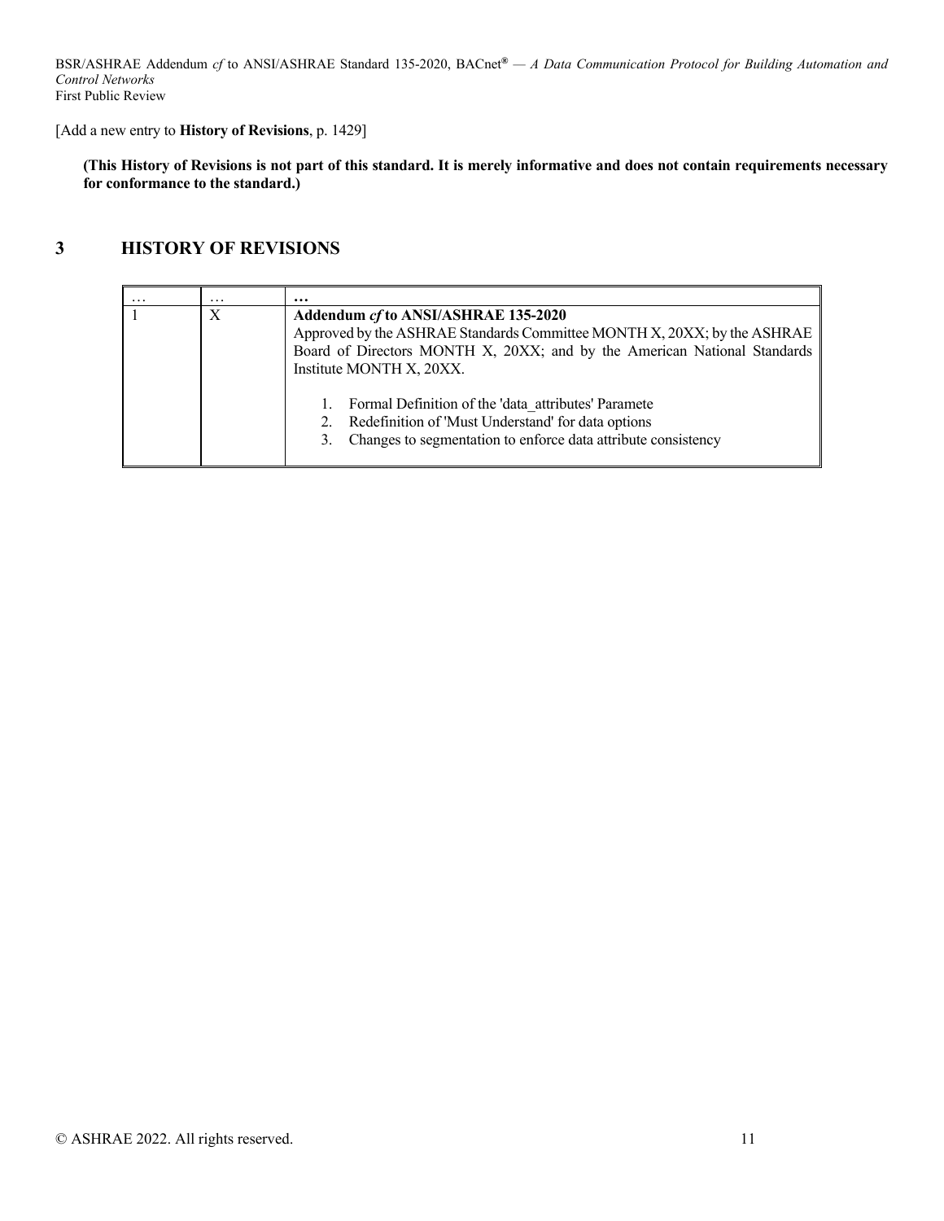[Add a new entry to **History of Revisions**, p. 1429]

**(This History of Revisions is not part of this standard. It is merely informative and does not contain requirements necessary for conformance to the standard.)**

# 3 HISTORY OF REVISIONS

| | | |
|---|---|---|
| … | … | **…** |
| 1 | X | **Addendum *cf* to ANSI/ASHRAE 135-2020**<br>Approved by the ASHRAE Standards Committee MONTH X, 20XX; by the ASHRAE Board of Directors MONTH X, 20XX; and by the American National Standards Institute MONTH X, 20XX.<br><br>1. Formal Definition of the 'data_attributes' Paramete<br>2. Redefinition of 'Must Understand' for data options<br>3. Changes to segmentation to enforce data attribute consistency |